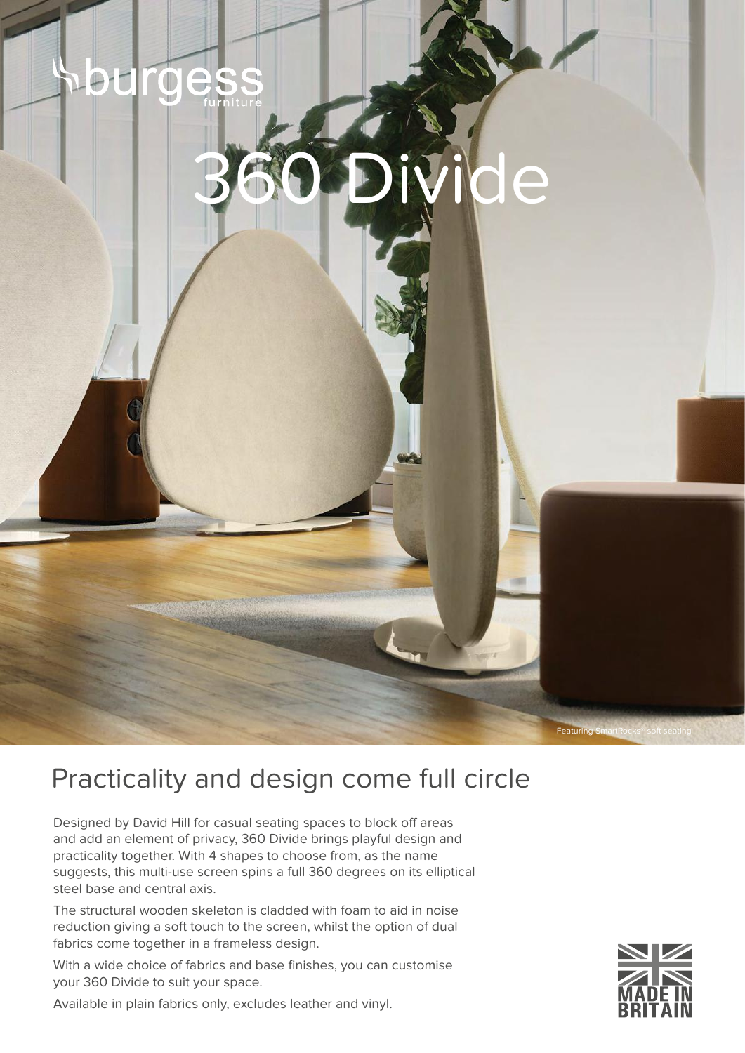burgess furniture

# 360 Divide

Featuring SmartRocks® soft seating

## Practicality and design come full circle

Designed by David Hill for casual seating spaces to block off areas and add an element of privacy, 360 Divide brings playful design and practicality together. With 4 shapes to choose from, as the name suggests, this multi-use screen spins a full 360 degrees on its elliptical steel base and central axis.

The structural wooden skeleton is cladded with foam to aid in noise reduction giving a soft touch to the screen, whilst the option of dual fabrics come together in a frameless design.

With a wide choice of fabrics and base finishes, you can customise your 360 Divide to suit your space.

Available in plain fabrics only, excludes leather and vinyl.

MADE IN BRITAIN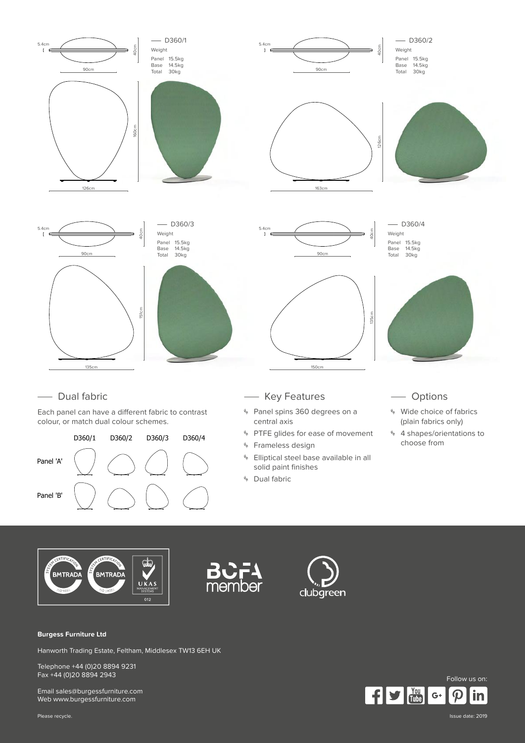5.4cm

40cm

90cm

## D360/1

Weight

Panel 15.5kg
Base 14.5kg
Total 30kg

160cm

126cm

5.4cm

40cm

90cm

## D360/2

Weight

Panel 15.5kg
Base 14.5kg
Total 30kg

126cm

163cm

5.4cm

40cm

90cm

## D360/3

Weight

Panel 15.5kg
Base 14.5kg
Total 30kg

151cm

135cm

5.4cm

40cm

90cm

## D360/4

Weight

Panel 15.5kg
Base 14.5kg
Total 30kg

135cm

150cm

## Dual fabric

Each panel can have a different fabric to contrast colour, or match dual colour schemes.

D360/1 D360/2 D360/3 D360/4

Panel 'A'

Panel 'B'

## Key Features

- Panel spins 360 degrees on a central axis
- PTFE glides for ease of movement
- Frameless design
- Elliptical steel base available in all solid paint finishes
- Dual fabric

## Options

- Wide choice of fabrics (plain fabrics only)
- 4 shapes/orientations to choose from

BMTRADA SYSTEM CERTIFICATION ISO 9001

BMTRADA SYSTEM CERTIFICATION ISO 14001

UKAS MANAGEMENT SYSTEMS 012

BCFA member

clubgreen

**Burgess Furniture Ltd**

Hanworth Trading Estate, Feltham, Middlesex TW13 6EH UK

Telephone +44 (0)20 8894 9231
Fax +44 (0)20 8894 2943

Email sales@burgessfurniture.com
Web www.burgessfurniture.com

Follow us on:

Please recycle.

Issue date: 2019